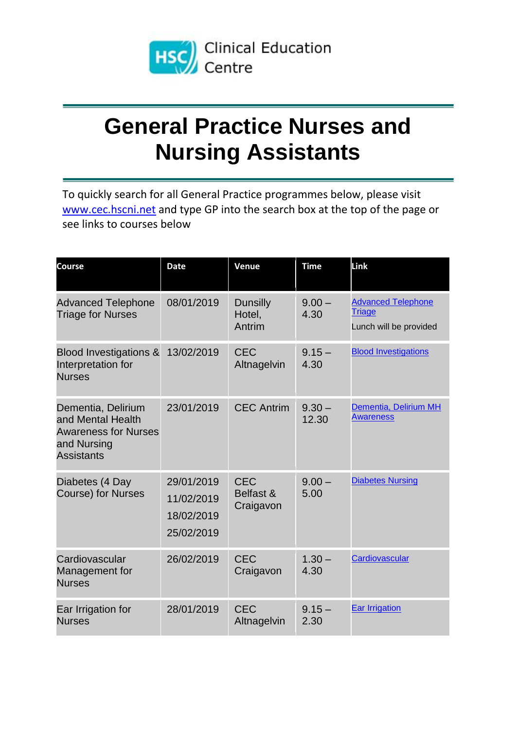Clinical Education Centre

# General Practice Nurses and Nursing Assistants

To quickly search for all General Practice programmes below, please visit www.cec.hscni.net and type GP into the search box at the top of the page or see links to courses below

| Course | Date | Venue | Time | Link |
|---|---|---|---|---|
| Advanced Telephone Triage for Nurses | 08/01/2019 | Dunsilly Hotel, Antrim | 9.00 – 4.30 | Advanced Telephone Triage<br>Lunch will be provided |
| Blood Investigations & Interpretation for Nurses | 13/02/2019 | CEC Altnagelvin | 9.15 – 4.30 | Blood Investigations |
| Dementia, Delirium and Mental Health Awareness for Nurses and Nursing Assistants | 23/01/2019 | CEC Antrim | 9.30 – 12.30 | Dementia, Delirium MH Awareness |
| Diabetes (4 Day Course) for Nurses | 29/01/2019<br>11/02/2019<br>18/02/2019<br>25/02/2019 | CEC Belfast & Craigavon | 9.00 – 5.00 | Diabetes Nursing |
| Cardiovascular Management for Nurses | 26/02/2019 | CEC Craigavon | 1.30 – 4.30 | Cardiovascular |
| Ear Irrigation for Nurses | 28/01/2019 | CEC Altnagelvin | 9.15 – 2.30 | Ear Irrigation |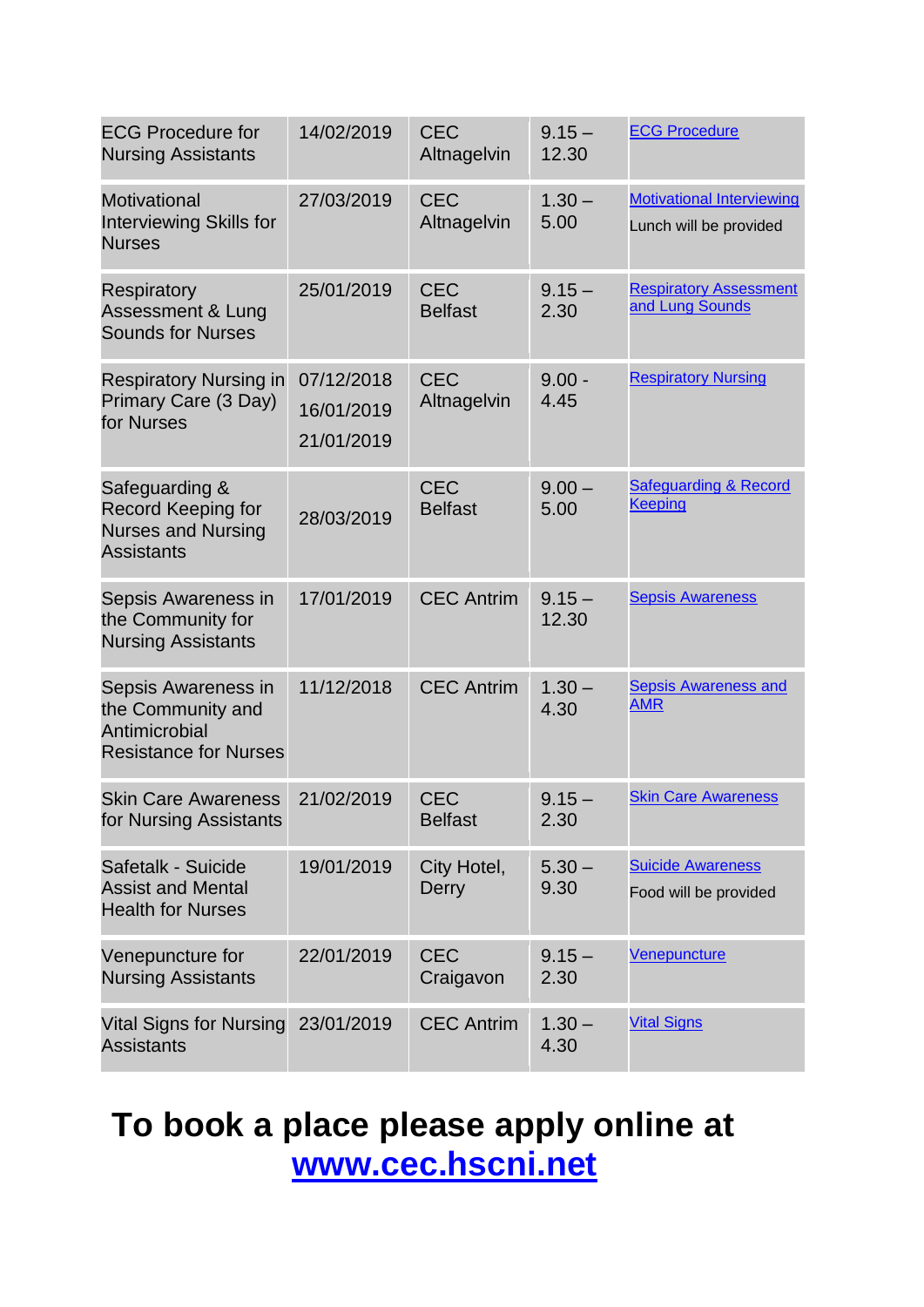| | | | | |
|---|---|---|---|---|
| ECG Procedure for Nursing Assistants | 14/02/2019 | CEC Altnagelvin | 9.15 – 12.30 | ECG Procedure |
| Motivational Interviewing Skills for Nurses | 27/03/2019 | CEC Altnagelvin | 1.30 – 5.00 | Motivational Interviewing<br>Lunch will be provided |
| Respiratory Assessment & Lung Sounds for Nurses | 25/01/2019 | CEC Belfast | 9.15 – 2.30 | Respiratory Assessment and Lung Sounds |
| Respiratory Nursing in Primary Care (3 Day) for Nurses | 07/12/2018<br>16/01/2019<br>21/01/2019 | CEC Altnagelvin | 9.00 - 4.45 | Respiratory Nursing |
| Safeguarding & Record Keeping for Nurses and Nursing Assistants | 28/03/2019 | CEC Belfast | 9.00 – 5.00 | Safeguarding & Record Keeping |
| Sepsis Awareness in the Community for Nursing Assistants | 17/01/2019 | CEC Antrim | 9.15 – 12.30 | Sepsis Awareness |
| Sepsis Awareness in the Community and Antimicrobial Resistance for Nurses | 11/12/2018 | CEC Antrim | 1.30 – 4.30 | Sepsis Awareness and AMR |
| Skin Care Awareness for Nursing Assistants | 21/02/2019 | CEC Belfast | 9.15 – 2.30 | Skin Care Awareness |
| Safetalk - Suicide Assist and Mental Health for Nurses | 19/01/2019 | City Hotel, Derry | 5.30 – 9.30 | Suicide Awareness<br>Food will be provided |
| Venepuncture for Nursing Assistants | 22/01/2019 | CEC Craigavon | 9.15 – 2.30 | Venepuncture |
| Vital Signs for Nursing Assistants | 23/01/2019 | CEC Antrim | 1.30 – 4.30 | Vital Signs |

**To book a place please apply online at [www.cec.hscni.net](http://www.cec.hscni.net)**